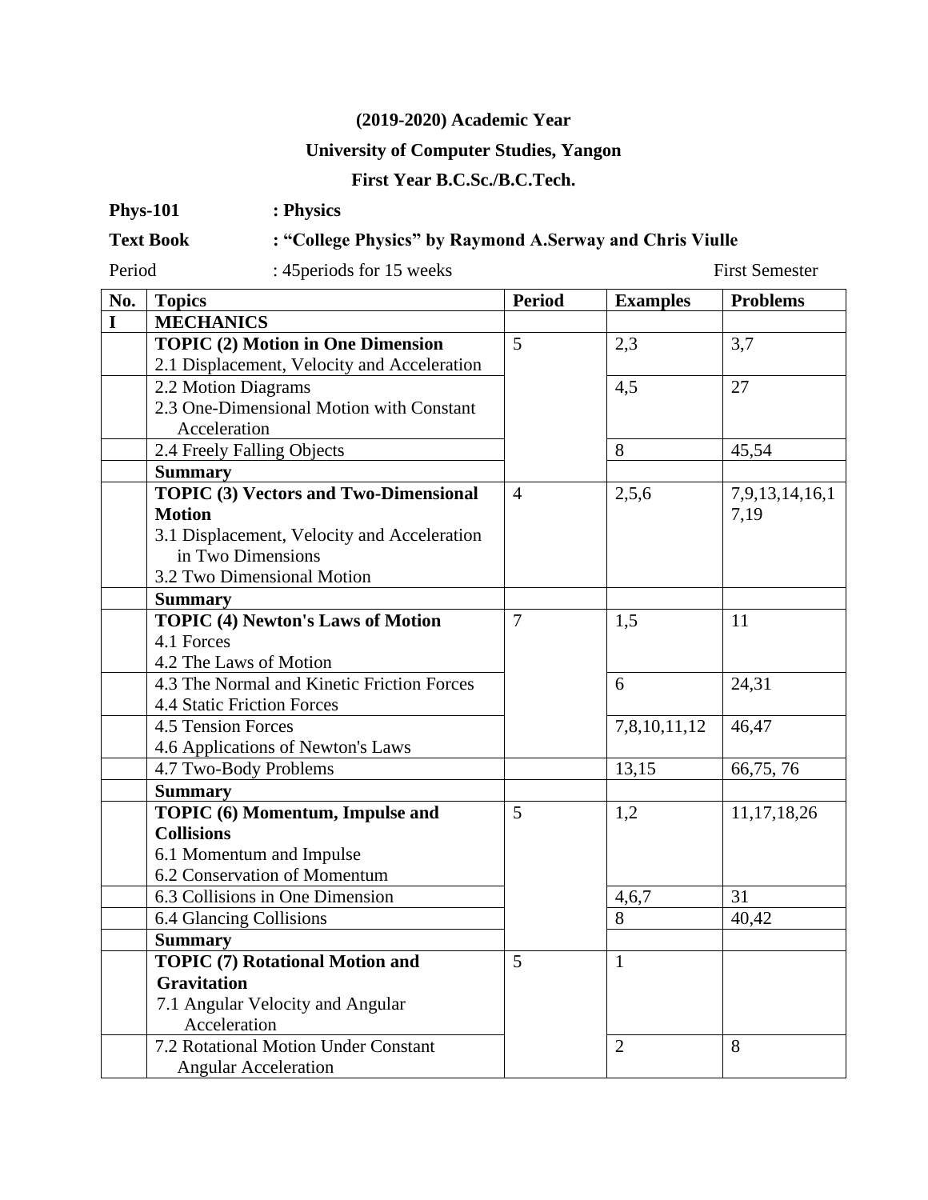**(2019-2020) Academic Year**

**University of Computer Studies, Yangon**

**First Year B.C.Sc./B.C.Tech.**

**Phys-101** : **Physics**

**Text Book** : **"College Physics" by Raymond A.Serway and Chris Viulle**

Period : 45periods for 15 weeks First Semester

| No. | Topics | Period | Examples | Problems |
|---|---|---|---|---|
| I | **MECHANICS** | | | |
| | **TOPIC (2) Motion in One Dimension**<br>2.1 Displacement, Velocity and Acceleration | 5 | 2,3 | 3,7 |
| | 2.2 Motion Diagrams<br>2.3 One-Dimensional Motion with Constant Acceleration | | 4,5 | 27 |
| | 2.4 Freely Falling Objects | | 8 | 45,54 |
| | **Summary** | | | |
| | **TOPIC (3) Vectors and Two-Dimensional Motion**<br>3.1 Displacement, Velocity and Acceleration in Two Dimensions<br>3.2 Two Dimensional Motion | 4 | 2,5,6 | 7,9,13,14,16,17,19 |
| | **Summary** | | | |
| | **TOPIC (4) Newton's Laws of Motion**<br>4.1 Forces<br>4.2 The Laws of Motion | 7 | 1,5 | 11 |
| | 4.3 The Normal and Kinetic Friction Forces<br>4.4 Static Friction Forces | | 6 | 24,31 |
| | 4.5 Tension Forces<br>4.6 Applications of Newton's Laws | | 7,8,10,11,12 | 46,47 |
| | 4.7 Two-Body Problems | | 13,15 | 66,75, 76 |
| | **Summary** | | | |
| | **TOPIC (6) Momentum, Impulse and Collisions**<br>6.1 Momentum and Impulse<br>6.2 Conservation of Momentum | 5 | 1,2 | 11,17,18,26 |
| | 6.3 Collisions in One Dimension | | 4,6,7 | 31 |
| | 6.4 Glancing Collisions | | 8 | 40,42 |
| | **Summary** | | | |
| | **TOPIC (7) Rotational Motion and Gravitation**<br>7.1 Angular Velocity and Angular Acceleration | 5 | 1 | |
| | 7.2 Rotational Motion Under Constant Angular Acceleration | | 2 | 8 |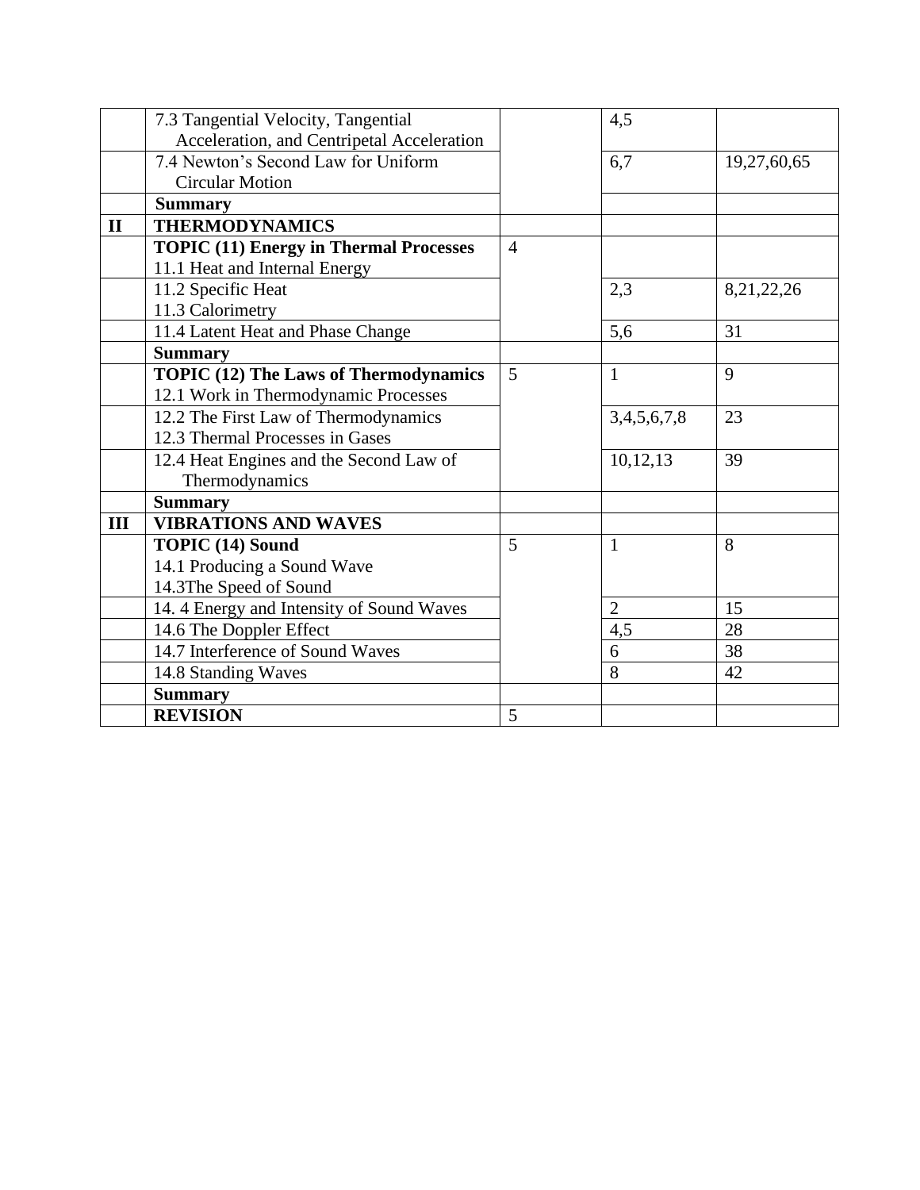| | | | | |
|---|---|---|---|---|
| | 7.3 Tangential Velocity, Tangential Acceleration, and Centripetal Acceleration | | 4,5 | |
| | 7.4 Newton's Second Law for Uniform Circular Motion | | 6,7 | 19,27,60,65 |
| | **Summary** | | | |
| **II** | **THERMODYNAMICS** | | | |
| | **TOPIC (11) Energy in Thermal Processes**<br>11.1 Heat and Internal Energy | 4 | | |
| | 11.2 Specific Heat<br>11.3 Calorimetry | | 2,3 | 8,21,22,26 |
| | 11.4 Latent Heat and Phase Change | | 5,6 | 31 |
| | **Summary** | | | |
| | **TOPIC (12) The Laws of Thermodynamics**<br>12.1 Work in Thermodynamic Processes | 5 | 1 | 9 |
| | 12.2 The First Law of Thermodynamics<br>12.3 Thermal Processes in Gases | | 3,4,5,6,7,8 | 23 |
| | 12.4 Heat Engines and the Second Law of Thermodynamics | | 10,12,13 | 39 |
| | **Summary** | | | |
| **III** | **VIBRATIONS AND WAVES** | | | |
| | **TOPIC (14) Sound**<br>14.1 Producing a Sound Wave<br>14.3The Speed of Sound | 5 | 1 | 8 |
| | 14. 4 Energy and Intensity of Sound Waves | | 2 | 15 |
| | 14.6 The Doppler Effect | | 4,5 | 28 |
| | 14.7 Interference of Sound Waves | | 6 | 38 |
| | 14.8 Standing Waves | | 8 | 42 |
| | **Summary** | | | |
| | **REVISION** | 5 | | |